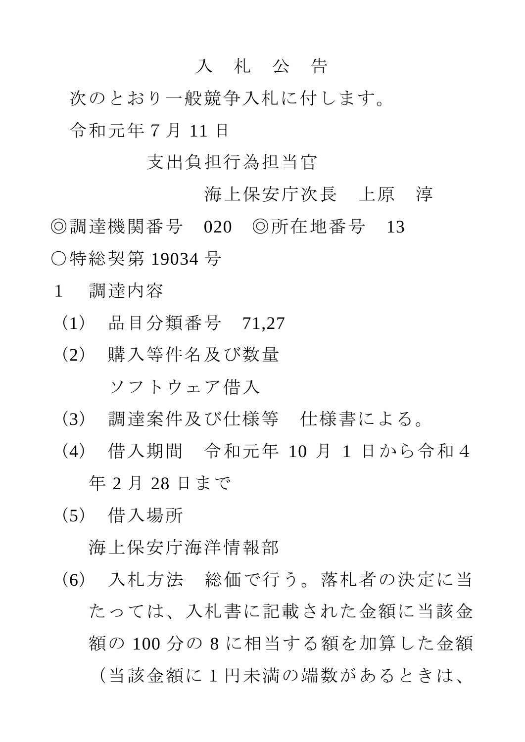# 入　札　公　告

次のとおり一般競争入札に付します。

令和元年 7 月 11 日

支出負担行為担当官

海上保安庁次長　上原　淳

◎調達機関番号　020　◎所在地番号　13

○特総契第 19034 号

1　調達内容

（1）　品目分類番号　71,27

（2）　購入等件名及び数量

ソフトウェア借入

（3）　調達案件及び仕様等　仕様書による。

（4）　借入期間　令和元年 10 月 1 日から令和 4 年 2 月 28 日まで

（5）　借入場所

海上保安庁海洋情報部

（6）　入札方法　総価で行う。落札者の決定に当たっては、入札書に記載された金額に当該金額の 100 分の 8 に相当する額を加算した金額（当該金額に 1 円未満の端数があるときは、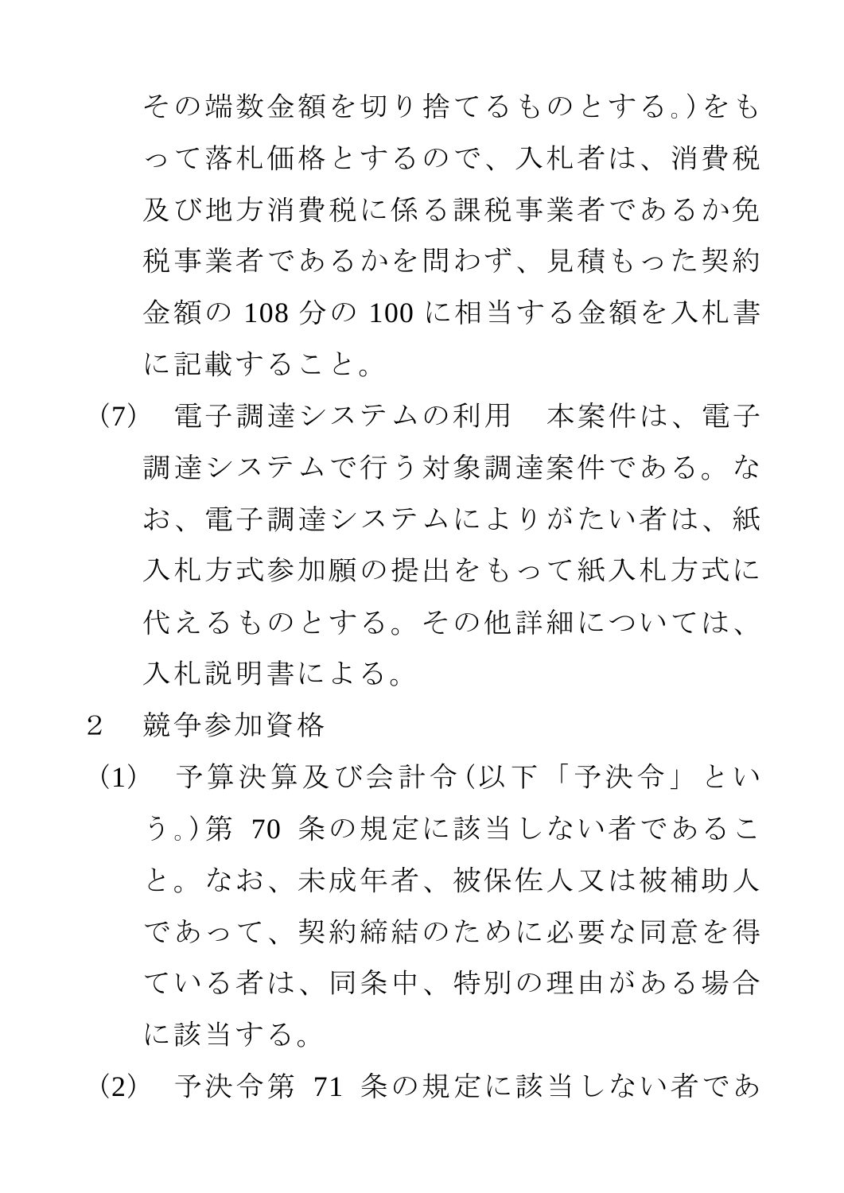その端数金額を切り捨てるものとする。)をもって落札価格とするので、入札者は、消費税及び地方消費税に係る課税事業者であるか免税事業者であるかを問わず、見積もった契約金額の 108 分の 100 に相当する金額を入札書に記載すること。

(7)　電子調達システムの利用　本案件は、電子調達システムで行う対象調達案件である。なお、電子調達システムによりがたい者は、紙入札方式参加願の提出をもって紙入札方式に代えるものとする。その他詳細については、入札説明書による。

２　競争参加資格

(1)　予算決算及び会計令(以下「予決令」という。)第 70 条の規定に該当しない者であること。なお、未成年者、被保佐人又は被補助人であって、契約締結のために必要な同意を得ている者は、同条中、特別の理由がある場合に該当する。

(2)　予決令第 71 条の規定に該当しない者であ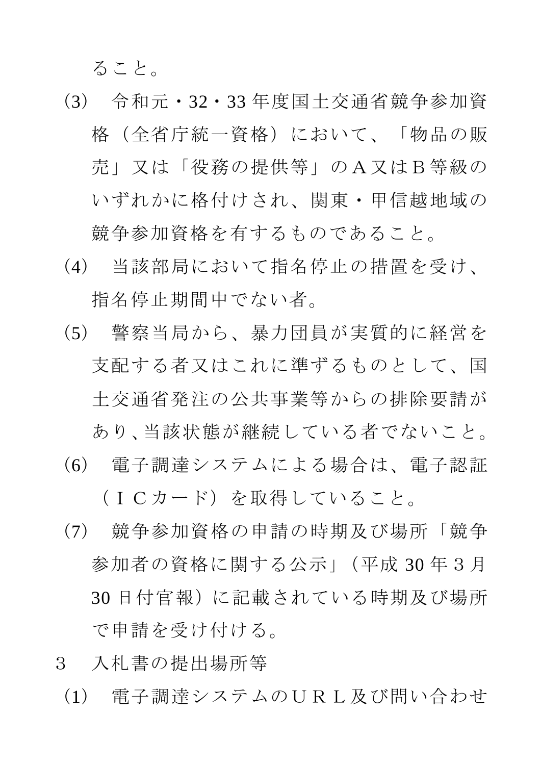ること。

（3）　令和元・32・33 年度国土交通省競争参加資格（全省庁統一資格）において、「物品の販売」又は「役務の提供等」のＡ又はＢ等級のいずれかに格付けされ、関東・甲信越地域の競争参加資格を有するものであること。

（4）　当該部局において指名停止の措置を受け、指名停止期間中でない者。

（5）　警察当局から、暴力団員が実質的に経営を支配する者又はこれに準ずるものとして、国土交通省発注の公共事業等からの排除要請があり、当該状態が継続している者でないこと。

（6）　電子調達システムによる場合は、電子認証（ＩＣカード）を取得していること。

（7）　競争参加資格の申請の時期及び場所「競争参加者の資格に関する公示」（平成 30 年３月 30 日付官報）に記載されている時期及び場所で申請を受け付ける。

３　入札書の提出場所等

（1）　電子調達システムのＵＲＬ及び問い合わせ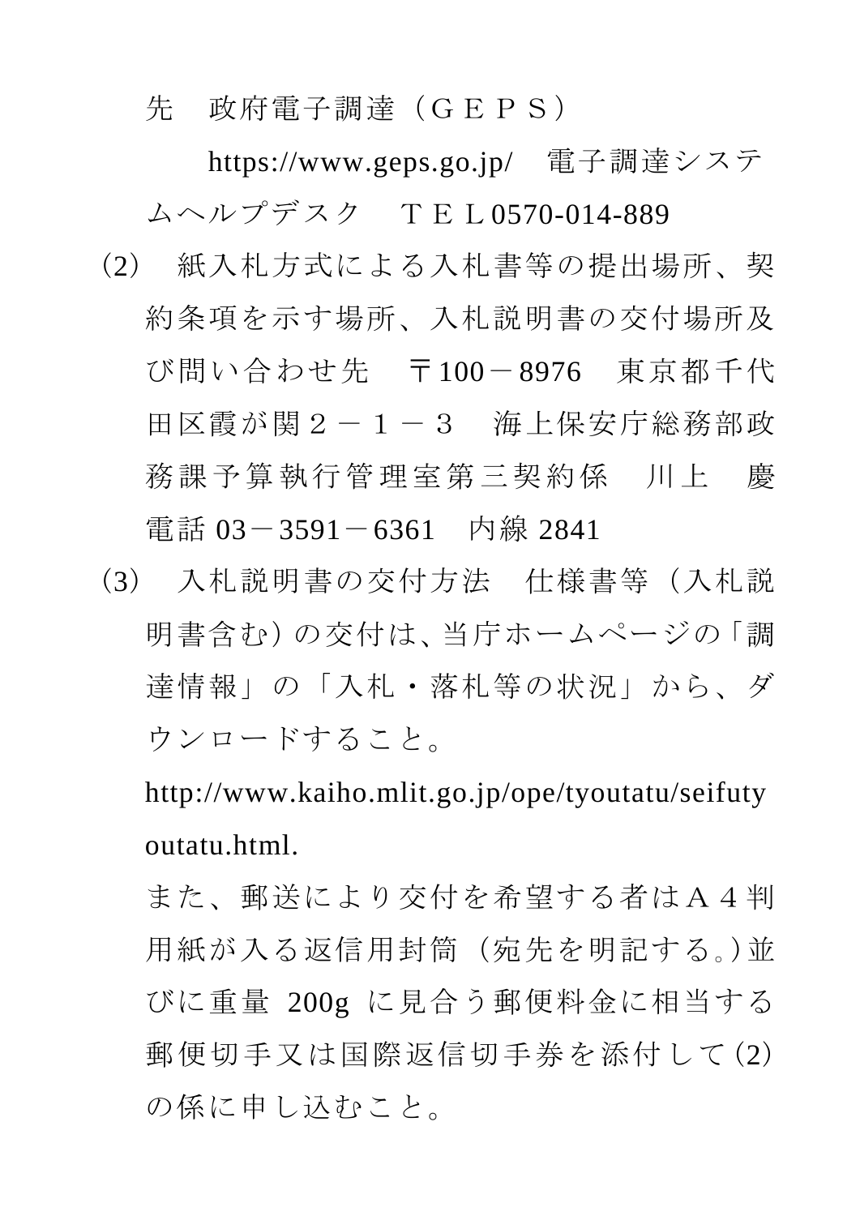先　政府電子調達（ＧＥＰＳ）

https://www.geps.go.jp/　電子調達システムヘルプデスク　ＴＥＬ0570-014-889

(2)　紙入札方式による入札書等の提出場所、契約条項を示す場所、入札説明書の交付場所及び問い合わせ先　〒100－8976　東京都千代田区霞が関２－１－３　海上保安庁総務部政務課予算執行管理室第三契約係　川上　慶　電話 03－3591－6361　内線 2841

(3)　入札説明書の交付方法　仕様書等（入札説明書含む）の交付は、当庁ホームページの「調達情報」の「入札・落札等の状況」から、ダウンロードすること。

http://www.kaiho.mlit.go.jp/ope/tyoutatu/seifutyoutatu.html.

また、郵送により交付を希望する者はＡ４判用紙が入る返信用封筒（宛先を明記する。）並びに重量 200g に見合う郵便料金に相当する郵便切手又は国際返信切手券を添付して(2)の係に申し込むこと。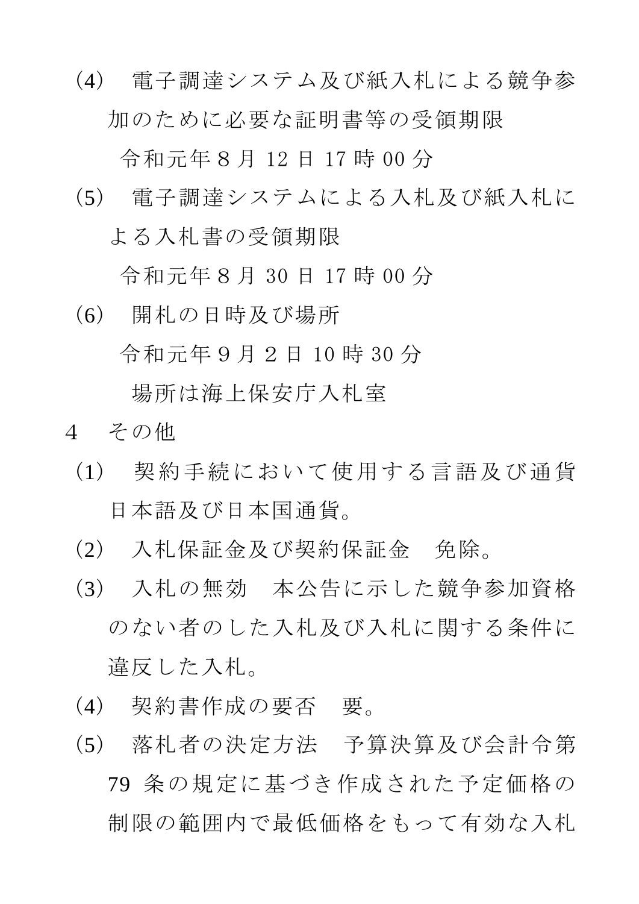(4)　電子調達システム及び紙入札による競争参加のために必要な証明書等の受領期限

令和元年８月 12 日 17 時 00 分

(5)　電子調達システムによる入札及び紙入札による入札書の受領期限

令和元年８月 30 日 17 時 00 分

(6)　開札の日時及び場所

令和元年９月２日 10 時 30 分

場所は海上保安庁入札室

4　その他

(1)　契約手続において使用する言語及び通貨　日本語及び日本国通貨。

(2)　入札保証金及び契約保証金　免除。

(3)　入札の無効　本公告に示した競争参加資格のない者のした入札及び入札に関する条件に違反した入札。

(4)　契約書作成の要否　要。

(5)　落札者の決定方法　予算決算及び会計令第 79 条の規定に基づき作成された予定価格の制限の範囲内で最低価格をもって有効な入札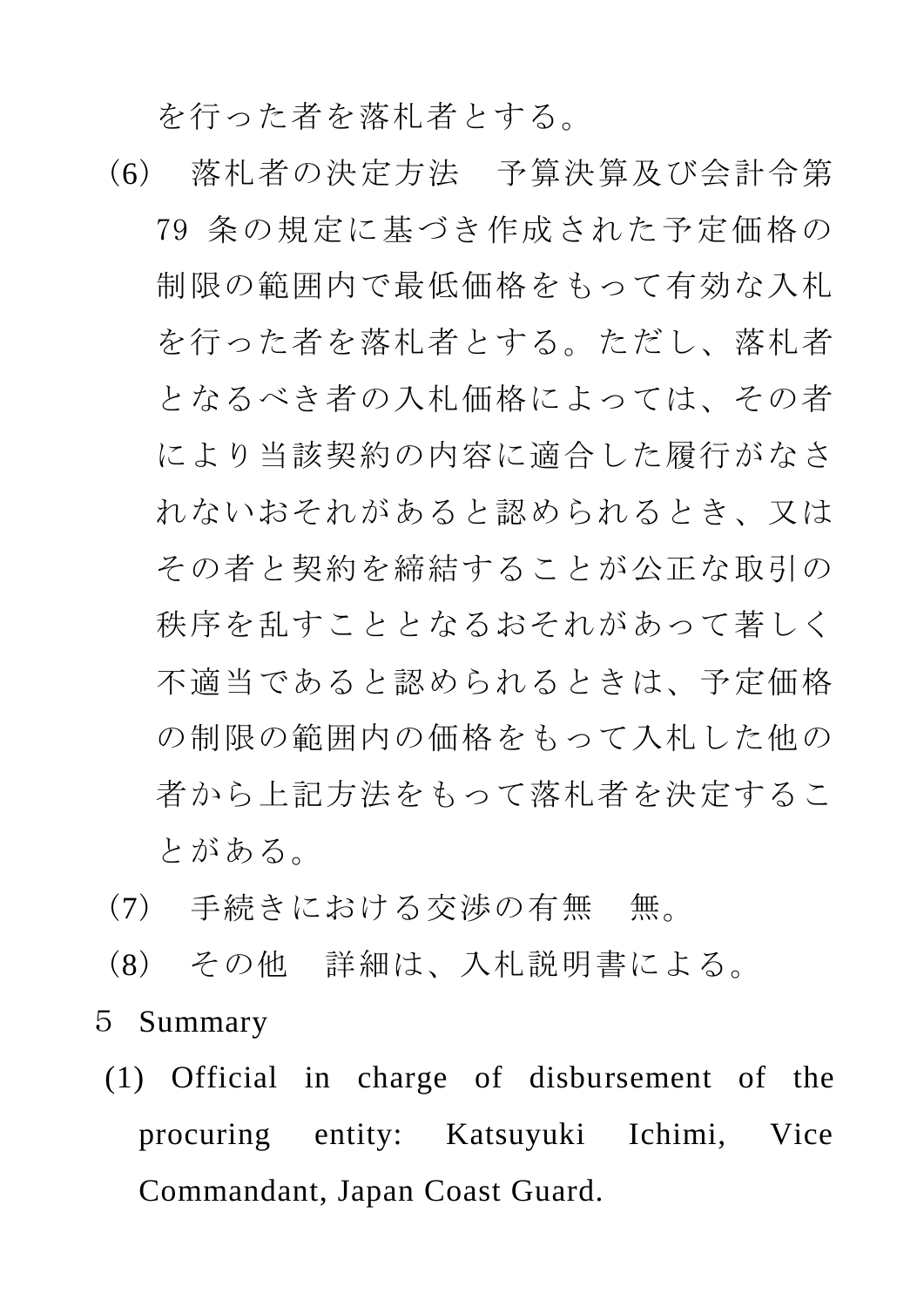を行った者を落札者とする。

（6）　落札者の決定方法　予算決算及び会計令第79 条の規定に基づき作成された予定価格の制限の範囲内で最低価格をもって有効な入札を行った者を落札者とする。ただし、落札者となるべき者の入札価格によっては、その者により当該契約の内容に適合した履行がなされないおそれがあると認められるとき、又はその者と契約を締結することが公正な取引の秩序を乱すこととなるおそれがあって著しく不適当であると認められるときは、予定価格の制限の範囲内の価格をもって入札した他の者から上記方法をもって落札者を決定することがある。

（7）　手続きにおける交渉の有無　無。

（8）　その他　詳細は、入札説明書による。

５　Summary

(1) Official in charge of disbursement of the procuring entity: Katsuyuki Ichimi, Vice Commandant, Japan Coast Guard.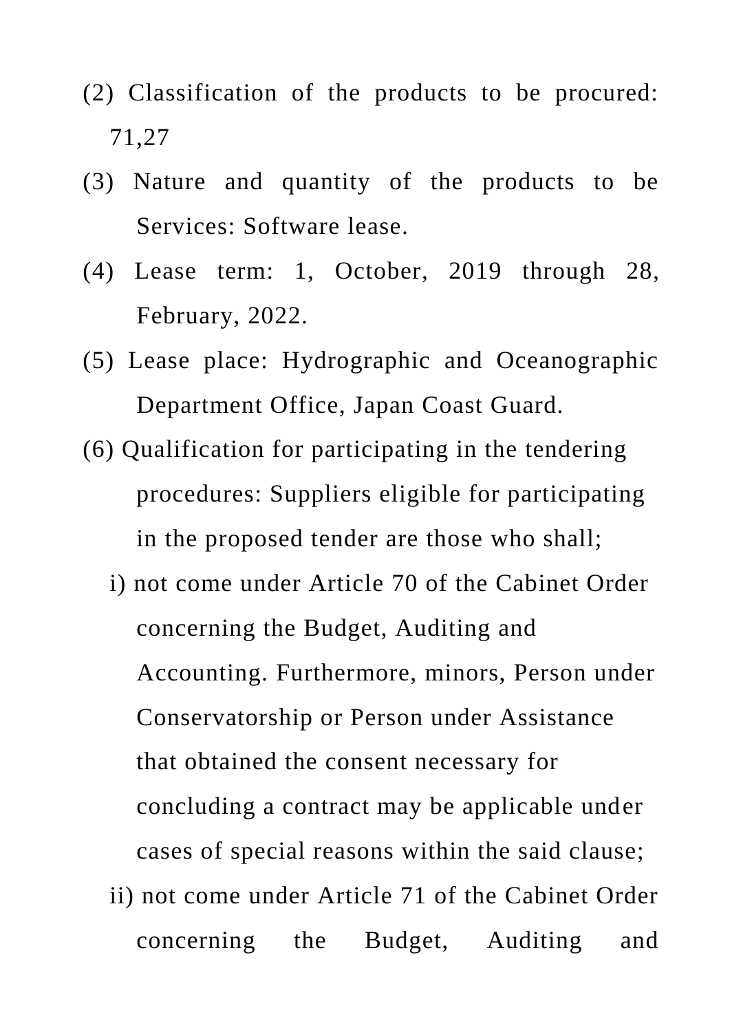(2) Classification of the products to be procured: 71,27

(3) Nature and quantity of the products to be Services: Software lease.

(4) Lease term: 1, October, 2019 through 28, February, 2022.

(5) Lease place: Hydrographic and Oceanographic Department Office, Japan Coast Guard.

(6) Qualification for participating in the tendering procedures: Suppliers eligible for participating in the proposed tender are those who shall;

  i) not come under Article 70 of the Cabinet Order concerning the Budget, Auditing and Accounting. Furthermore, minors, Person under Conservatorship or Person under Assistance that obtained the consent necessary for concluding a contract may be applicable under cases of special reasons within the said clause;

  ii) not come under Article 71 of the Cabinet Order concerning the Budget, Auditing and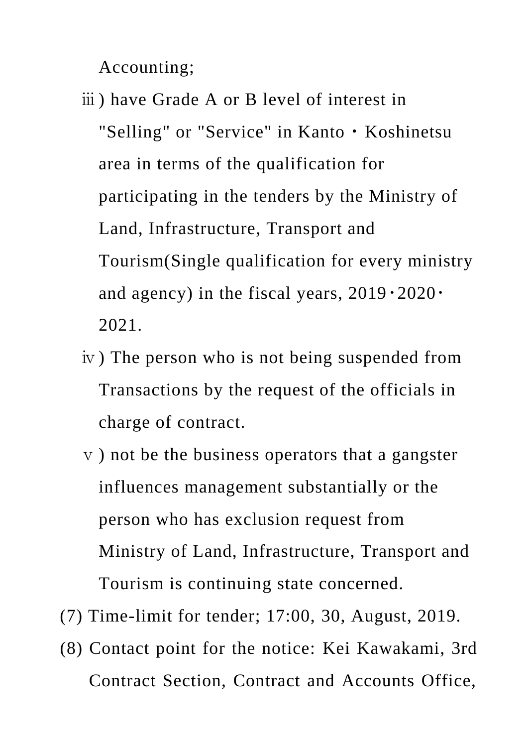Accounting;

ⅲ) have Grade A or B level of interest in "Selling" or "Service" in Kanto・Koshinetsu area in terms of the qualification for participating in the tenders by the Ministry of Land, Infrastructure, Transport and Tourism(Single qualification for every ministry and agency) in the fiscal years, 2019・2020・2021.

ⅳ) The person who is not being suspended from Transactions by the request of the officials in charge of contract.

ⅴ) not be the business operators that a gangster influences management substantially or the person who has exclusion request from Ministry of Land, Infrastructure, Transport and Tourism is continuing state concerned.

(7) Time-limit for tender; 17:00, 30, August, 2019.

(8) Contact point for the notice: Kei Kawakami, 3rd Contract Section, Contract and Accounts Office,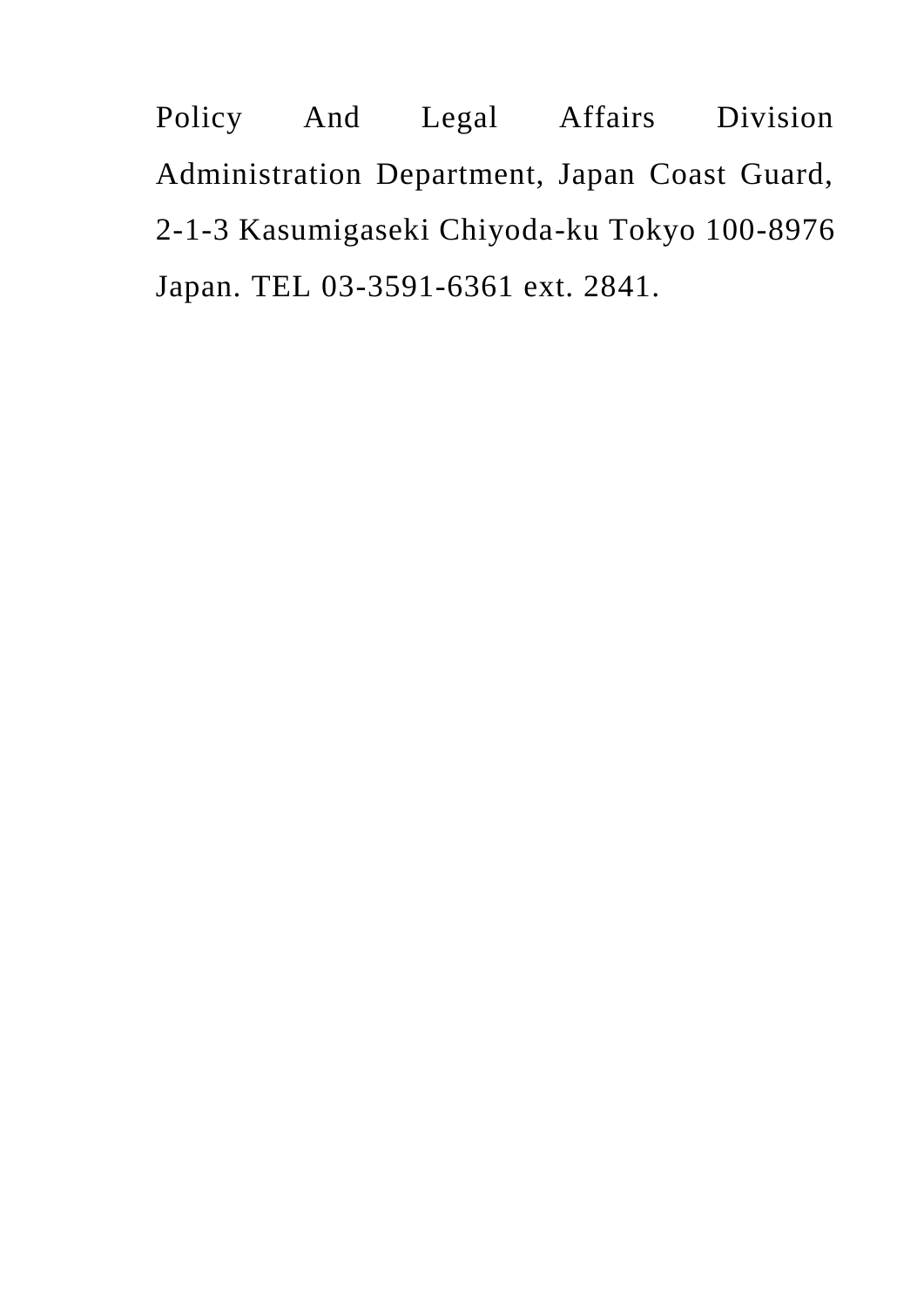Policy And Legal Affairs Division Administration Department, Japan Coast Guard, 2-1-3 Kasumigaseki Chiyoda-ku Tokyo 100-8976 Japan. TEL 03-3591-6361 ext. 2841.